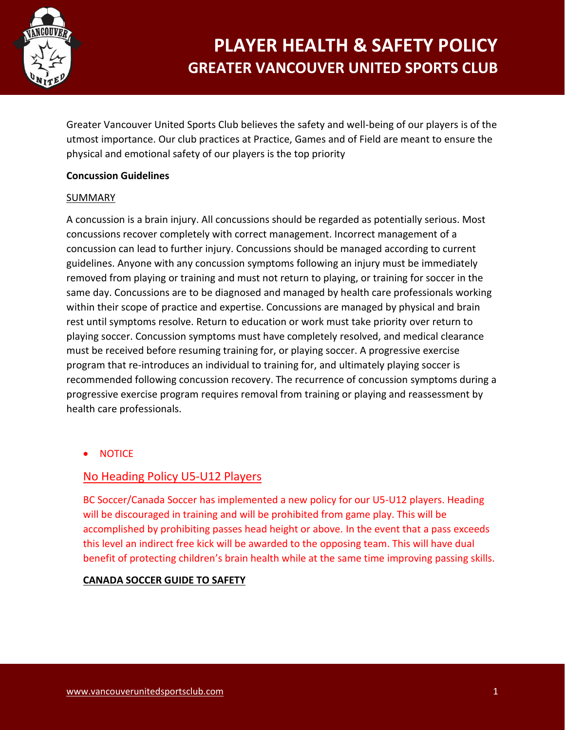# PLAYER HEALTH & SAFETY POLICY
## GREATER VANCOUVER UNITED SPORTS CLUB

Greater Vancouver United Sports Club believes the safety and well-being of our players is of the utmost importance. Our club practices at Practice, Games and of Field are meant to ensure the physical and emotional safety of our players is the top priority

**Concussion Guidelines**

SUMMARY

A concussion is a brain injury. All concussions should be regarded as potentially serious. Most concussions recover completely with correct management. Incorrect management of a concussion can lead to further injury. Concussions should be managed according to current guidelines. Anyone with any concussion symptoms following an injury must be immediately removed from playing or training and must not return to playing, or training for soccer in the same day. Concussions are to be diagnosed and managed by health care professionals working within their scope of practice and expertise. Concussions are managed by physical and brain rest until symptoms resolve. Return to education or work must take priority over return to playing soccer. Concussion symptoms must have completely resolved, and medical clearance must be received before resuming training for, or playing soccer. A progressive exercise program that re-introduces an individual to training for, and ultimately playing soccer is recommended following concussion recovery. The recurrence of concussion symptoms during a progressive exercise program requires removal from training or playing and reassessment by health care professionals.

- NOTICE

### No Heading Policy U5-U12 Players

BC Soccer/Canada Soccer has implemented a new policy for our U5-U12 players. Heading will be discouraged in training and will be prohibited from game play. This will be accomplished by prohibiting passes head height or above. In the event that a pass exceeds this level an indirect free kick will be awarded to the opposing team. This will have dual benefit of protecting children's brain health while at the same time improving passing skills.

**CANADA SOCCER GUIDE TO SAFETY**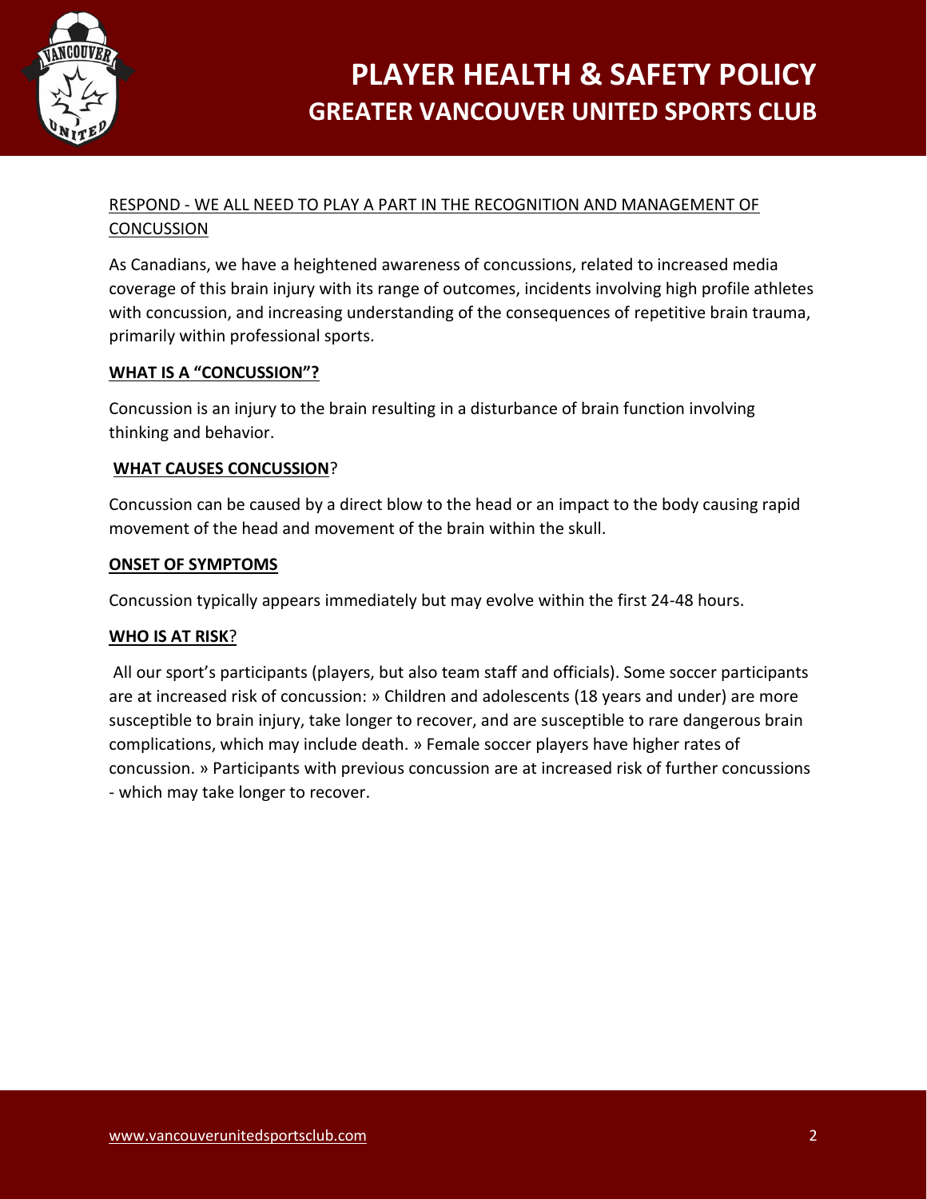RESPOND - WE ALL NEED TO PLAY A PART IN THE RECOGNITION AND MANAGEMENT OF CONCUSSION

As Canadians, we have a heightened awareness of concussions, related to increased media coverage of this brain injury with its range of outcomes, incidents involving high profile athletes with concussion, and increasing understanding of the consequences of repetitive brain trauma, primarily within professional sports.

**WHAT IS A "CONCUSSION"?**

Concussion is an injury to the brain resulting in a disturbance of brain function involving thinking and behavior.

**WHAT CAUSES CONCUSSION**?

Concussion can be caused by a direct blow to the head or an impact to the body causing rapid movement of the head and movement of the brain within the skull.

**ONSET OF SYMPTOMS**

Concussion typically appears immediately but may evolve within the first 24-48 hours.

**WHO IS AT RISK**?

All our sport's participants (players, but also team staff and officials). Some soccer participants are at increased risk of concussion: » Children and adolescents (18 years and under) are more susceptible to brain injury, take longer to recover, and are susceptible to rare dangerous brain complications, which may include death. » Female soccer players have higher rates of concussion. » Participants with previous concussion are at increased risk of further concussions - which may take longer to recover.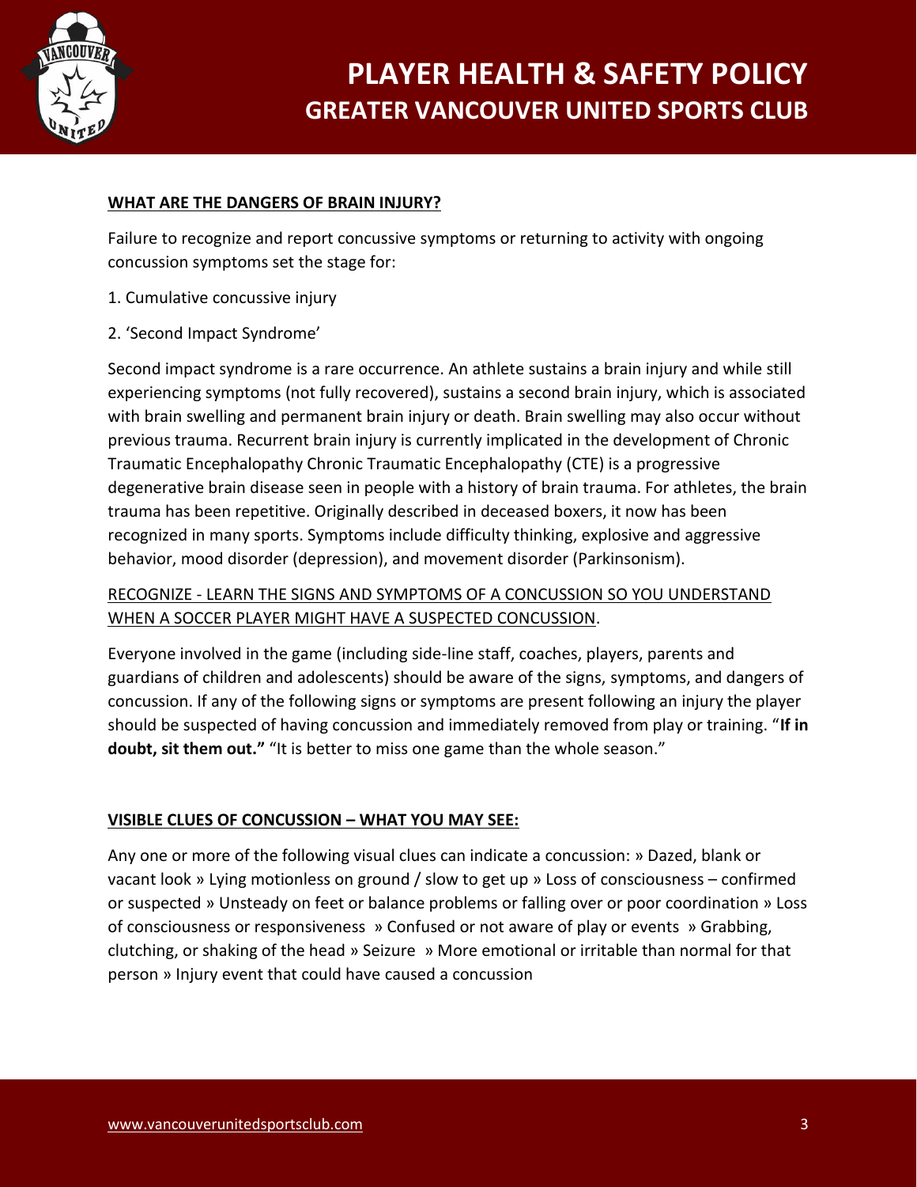**WHAT ARE THE DANGERS OF BRAIN INJURY?**

Failure to recognize and report concussive symptoms or returning to activity with ongoing concussion symptoms set the stage for:

1. Cumulative concussive injury
2. 'Second Impact Syndrome'

Second impact syndrome is a rare occurrence. An athlete sustains a brain injury and while still experiencing symptoms (not fully recovered), sustains a second brain injury, which is associated with brain swelling and permanent brain injury or death. Brain swelling may also occur without previous trauma. Recurrent brain injury is currently implicated in the development of Chronic Traumatic Encephalopathy Chronic Traumatic Encephalopathy (CTE) is a progressive degenerative brain disease seen in people with a history of brain trauma. For athletes, the brain trauma has been repetitive. Originally described in deceased boxers, it now has been recognized in many sports. Symptoms include difficulty thinking, explosive and aggressive behavior, mood disorder (depression), and movement disorder (Parkinsonism).

RECOGNIZE - LEARN THE SIGNS AND SYMPTOMS OF A CONCUSSION SO YOU UNDERSTAND WHEN A SOCCER PLAYER MIGHT HAVE A SUSPECTED CONCUSSION.

Everyone involved in the game (including side-line staff, coaches, players, parents and guardians of children and adolescents) should be aware of the signs, symptoms, and dangers of concussion. If any of the following signs or symptoms are present following an injury the player should be suspected of having concussion and immediately removed from play or training. "**If in doubt, sit them out.**" "It is better to miss one game than the whole season."

**VISIBLE CLUES OF CONCUSSION – WHAT YOU MAY SEE:**

Any one or more of the following visual clues can indicate a concussion: » Dazed, blank or vacant look » Lying motionless on ground / slow to get up » Loss of consciousness – confirmed or suspected » Unsteady on feet or balance problems or falling over or poor coordination » Loss of consciousness or responsiveness » Confused or not aware of play or events » Grabbing, clutching, or shaking of the head » Seizure » More emotional or irritable than normal for that person » Injury event that could have caused a concussion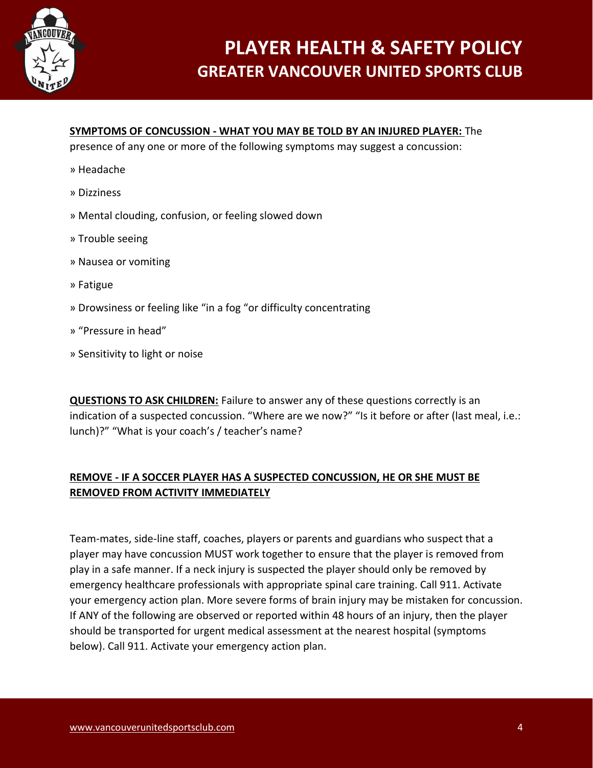**SYMPTOMS OF CONCUSSION - WHAT YOU MAY BE TOLD BY AN INJURED PLAYER:** The presence of any one or more of the following symptoms may suggest a concussion:

» Headache

» Dizziness

» Mental clouding, confusion, or feeling slowed down

» Trouble seeing

» Nausea or vomiting

» Fatigue

» Drowsiness or feeling like "in a fog "or difficulty concentrating

» "Pressure in head"

» Sensitivity to light or noise

**QUESTIONS TO ASK CHILDREN:** Failure to answer any of these questions correctly is an indication of a suspected concussion. "Where are we now?" "Is it before or after (last meal, i.e.: lunch)?" "What is your coach's / teacher's name?

**REMOVE - IF A SOCCER PLAYER HAS A SUSPECTED CONCUSSION, HE OR SHE MUST BE REMOVED FROM ACTIVITY IMMEDIATELY**

Team-mates, side-line staff, coaches, players or parents and guardians who suspect that a player may have concussion MUST work together to ensure that the player is removed from play in a safe manner. If a neck injury is suspected the player should only be removed by emergency healthcare professionals with appropriate spinal care training. Call 911. Activate your emergency action plan. More severe forms of brain injury may be mistaken for concussion. If ANY of the following are observed or reported within 48 hours of an injury, then the player should be transported for urgent medical assessment at the nearest hospital (symptoms below). Call 911. Activate your emergency action plan.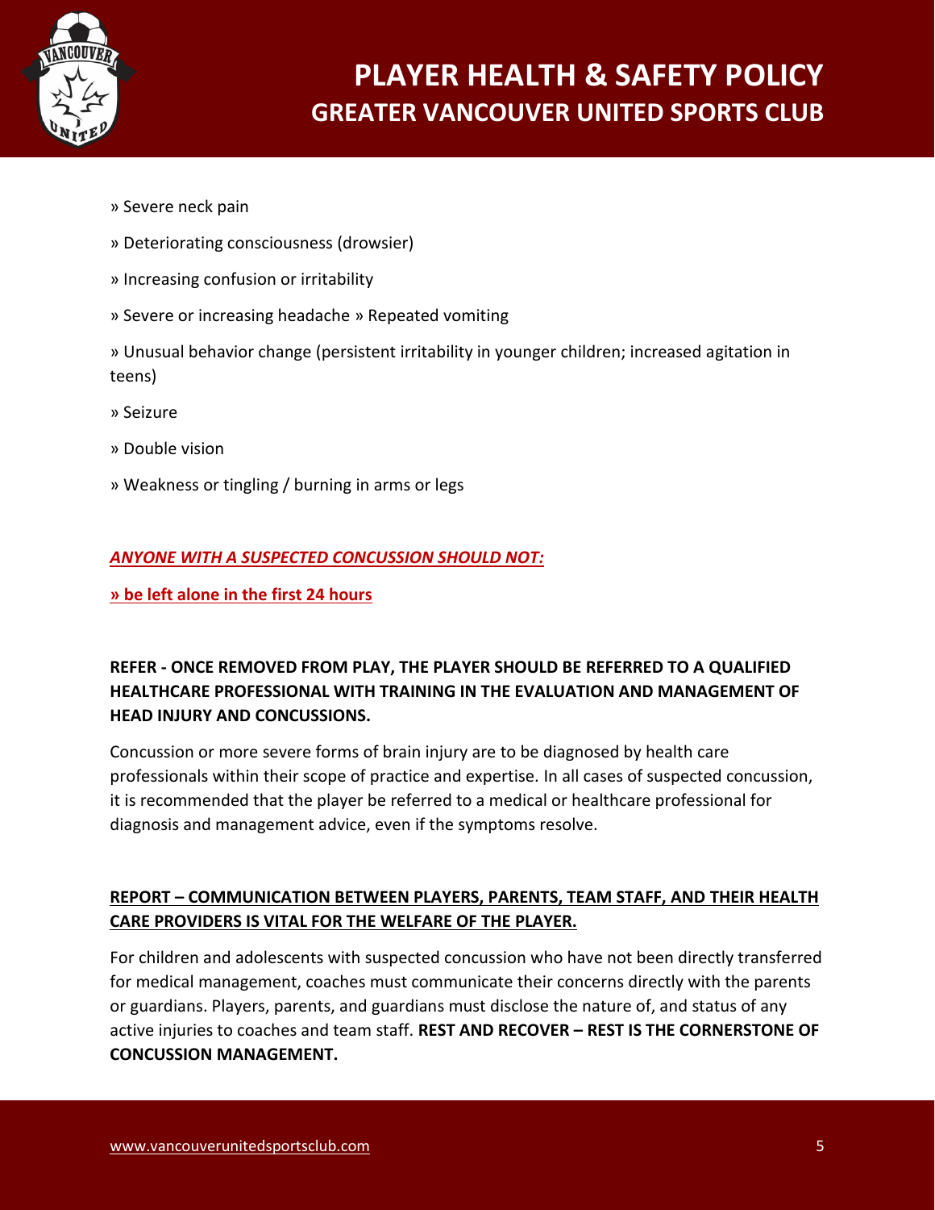» Severe neck pain

» Deteriorating consciousness (drowsier)

» Increasing confusion or irritability

» Severe or increasing headache » Repeated vomiting

» Unusual behavior change (persistent irritability in younger children; increased agitation in teens)

» Seizure

» Double vision

» Weakness or tingling / burning in arms or legs

***ANYONE WITH A SUSPECTED CONCUSSION SHOULD NOT:***

**» be left alone in the first 24 hours**

**REFER - ONCE REMOVED FROM PLAY, THE PLAYER SHOULD BE REFERRED TO A QUALIFIED HEALTHCARE PROFESSIONAL WITH TRAINING IN THE EVALUATION AND MANAGEMENT OF HEAD INJURY AND CONCUSSIONS.**

Concussion or more severe forms of brain injury are to be diagnosed by health care professionals within their scope of practice and expertise. In all cases of suspected concussion, it is recommended that the player be referred to a medical or healthcare professional for diagnosis and management advice, even if the symptoms resolve.

**REPORT – COMMUNICATION BETWEEN PLAYERS, PARENTS, TEAM STAFF, AND THEIR HEALTH CARE PROVIDERS IS VITAL FOR THE WELFARE OF THE PLAYER.**

For children and adolescents with suspected concussion who have not been directly transferred for medical management, coaches must communicate their concerns directly with the parents or guardians. Players, parents, and guardians must disclose the nature of, and status of any active injuries to coaches and team staff. **REST AND RECOVER – REST IS THE CORNERSTONE OF CONCUSSION MANAGEMENT.**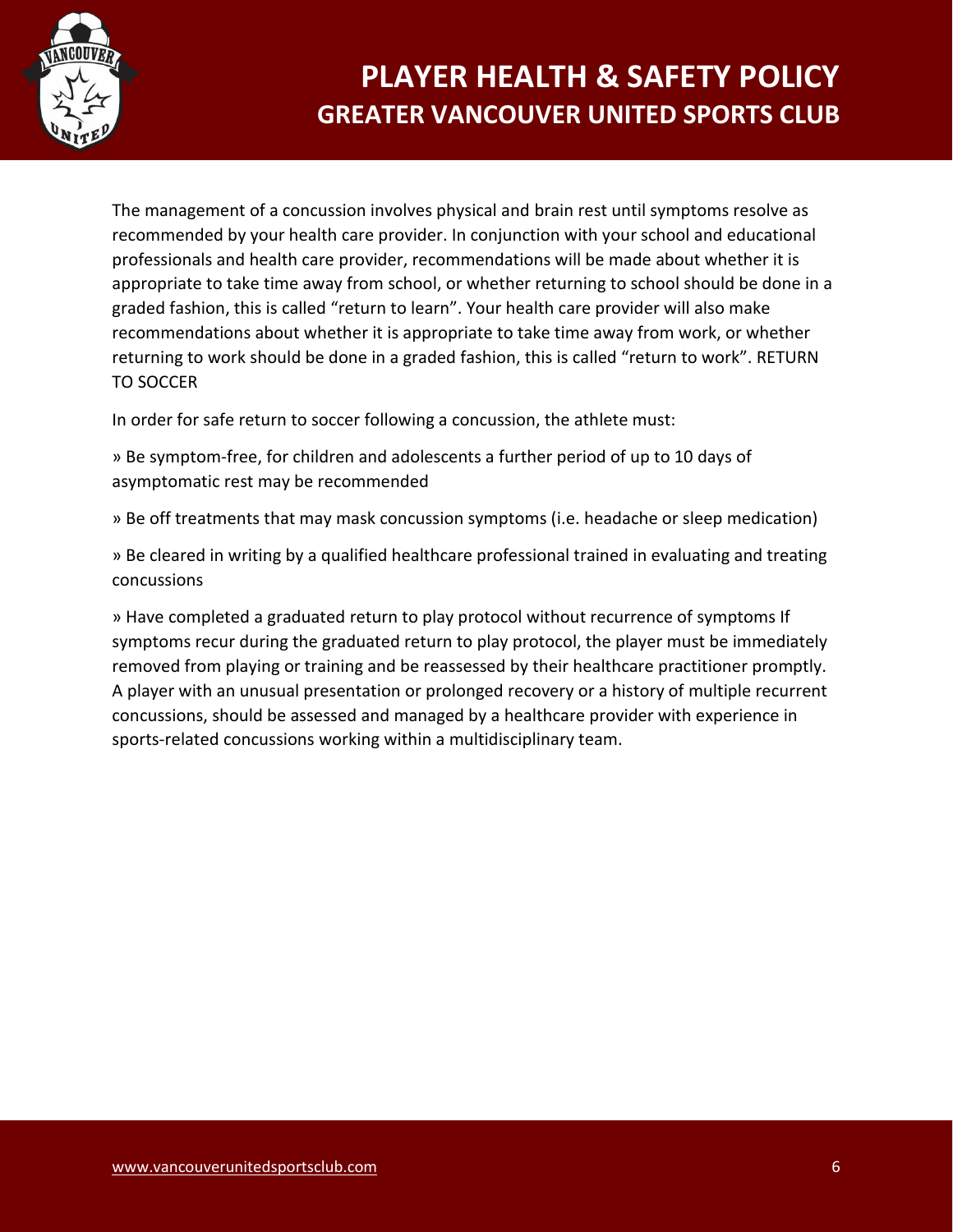The management of a concussion involves physical and brain rest until symptoms resolve as recommended by your health care provider. In conjunction with your school and educational professionals and health care provider, recommendations will be made about whether it is appropriate to take time away from school, or whether returning to school should be done in a graded fashion, this is called "return to learn". Your health care provider will also make recommendations about whether it is appropriate to take time away from work, or whether returning to work should be done in a graded fashion, this is called "return to work". RETURN TO SOCCER

In order for safe return to soccer following a concussion, the athlete must:

» Be symptom-free, for children and adolescents a further period of up to 10 days of asymptomatic rest may be recommended

» Be off treatments that may mask concussion symptoms (i.e. headache or sleep medication)

» Be cleared in writing by a qualified healthcare professional trained in evaluating and treating concussions

» Have completed a graduated return to play protocol without recurrence of symptoms If symptoms recur during the graduated return to play protocol, the player must be immediately removed from playing or training and be reassessed by their healthcare practitioner promptly. A player with an unusual presentation or prolonged recovery or a history of multiple recurrent concussions, should be assessed and managed by a healthcare provider with experience in sports-related concussions working within a multidisciplinary team.